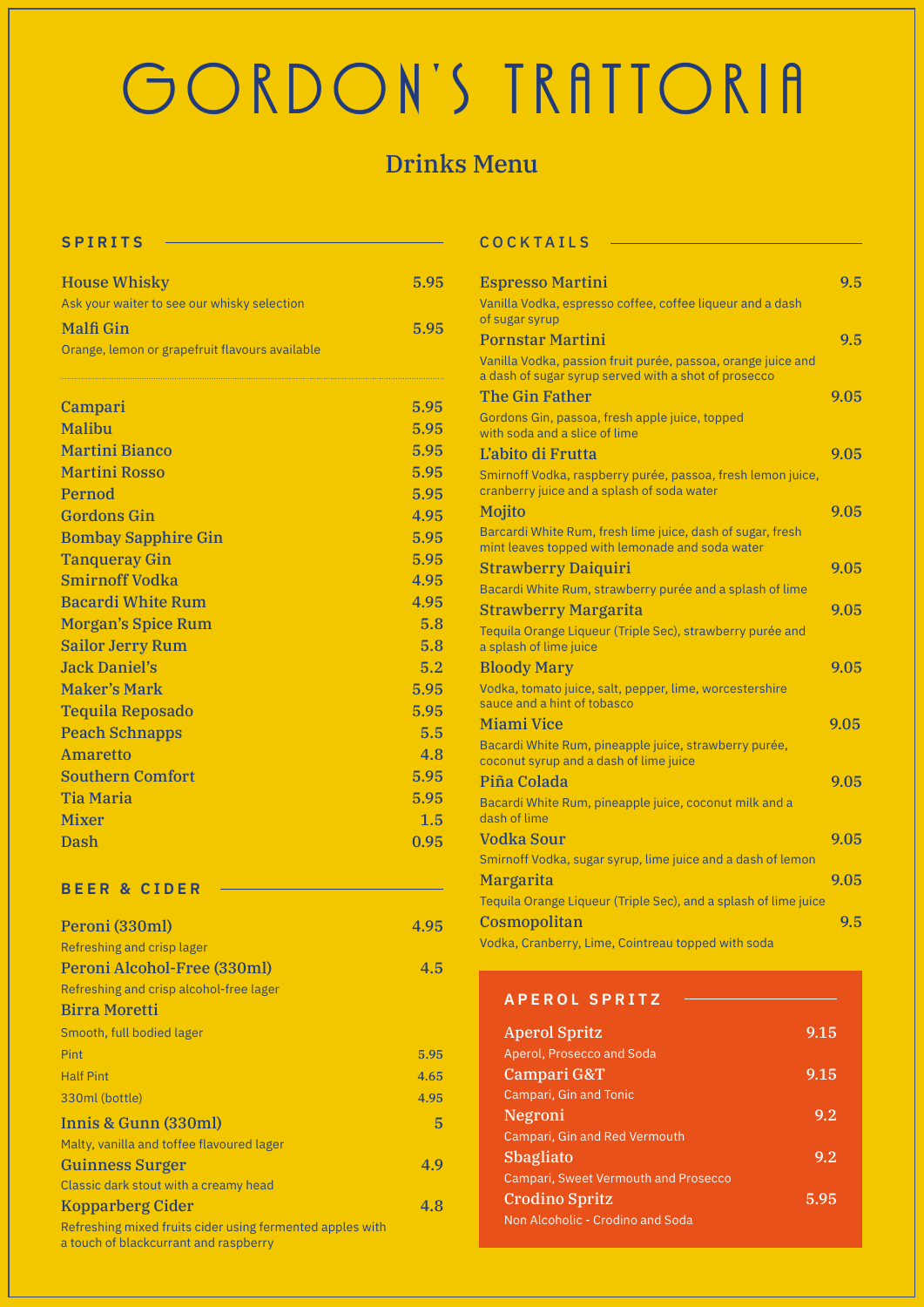# GORDON'S TRATTORIA

## Drinks Menu

### SPIRITS

**House Whisky** — 5.95
Ask your waiter to see our whisky selection

**Malfi Gin** — 5.95
Orange, lemon or grapefruit flavours available

| Spirit | Price |
|---|---|
| Campari | 5.95 |
| Malibu | 5.95 |
| Martini Bianco | 5.95 |
| Martini Rosso | 5.95 |
| Pernod | 5.95 |
| Gordons Gin | 4.95 |
| Bombay Sapphire Gin | 5.95 |
| Tanqueray Gin | 5.95 |
| Smirnoff Vodka | 4.95 |
| Bacardi White Rum | 4.95 |
| Morgan's Spice Rum | 5.8 |
| Sailor Jerry Rum | 5.8 |
| Jack Daniel's | 5.2 |
| Maker's Mark | 5.95 |
| Tequila Reposado | 5.95 |
| Peach Schnapps | 5.5 |
| Amaretto | 4.8 |
| Southern Comfort | 5.95 |
| Tia Maria | 5.95 |
| Mixer | 1.5 |
| Dash | 0.95 |

### BEER & CIDER

**Peroni (330ml)** — 4.95
Refreshing and crisp lager

**Peroni Alcohol-Free (330ml)** — 4.5
Refreshing and crisp alcohol-free lager

**Birra Moretti**
Smooth, full bodied lager
- Pint — 5.95
- Half Pint — 4.65
- 330ml (bottle) — 4.95

**Innis & Gunn (330ml)** — 5
Malty, vanilla and toffee flavoured lager

**Guinness Surger** — 4.9
Classic dark stout with a creamy head

**Kopparberg Cider** — 4.8
Refreshing mixed fruits cider using fermented apples with a touch of blackcurrant and raspberry

### COCKTAILS

**Espresso Martini** — 9.5
Vanilla Vodka, espresso coffee, coffee liqueur and a dash of sugar syrup

**Pornstar Martini** — 9.5
Vanilla Vodka, passion fruit purée, passoa, orange juice and a dash of sugar syrup served with a shot of prosecco

**The Gin Father** — 9.05
Gordons Gin, passoa, fresh apple juice, topped with soda and a slice of lime

**L'abito di Frutta** — 9.05
Smirnoff Vodka, raspberry purée, passoa, fresh lemon juice, cranberry juice and a splash of soda water

**Mojito** — 9.05
Barcardi White Rum, fresh lime juice, dash of sugar, fresh mint leaves topped with lemonade and soda water

**Strawberry Daiquiri** — 9.05
Bacardi White Rum, strawberry purée and a splash of lime

**Strawberry Margarita** — 9.05
Tequila Orange Liqueur (Triple Sec), strawberry purée and a splash of lime juice

**Bloody Mary** — 9.05
Vodka, tomato juice, salt, pepper, lime, worcestershire sauce and a hint of tobasco

**Miami Vice** — 9.05
Bacardi White Rum, pineapple juice, strawberry purée, coconut syrup and a dash of lime juice

**Piña Colada** — 9.05
Bacardi White Rum, pineapple juice, coconut milk and a dash of lime

**Vodka Sour** — 9.05
Smirnoff Vodka, sugar syrup, lime juice and a dash of lemon

**Margarita** — 9.05
Tequila Orange Liqueur (Triple Sec), and a splash of lime juice

**Cosmopolitan** — 9.5
Vodka, Cranberry, Lime, Cointreau topped with soda

### APEROL SPRITZ

**Aperol Spritz** — 9.15
Aperol, Prosecco and Soda

**Campari G&T** — 9.15
Campari, Gin and Tonic

**Negroni** — 9.2
Campari, Gin and Red Vermouth

**Sbagliato** — 9.2
Campari, Sweet Vermouth and Prosecco

**Crodino Spritz** — 5.95
Non Alcoholic - Crodino and Soda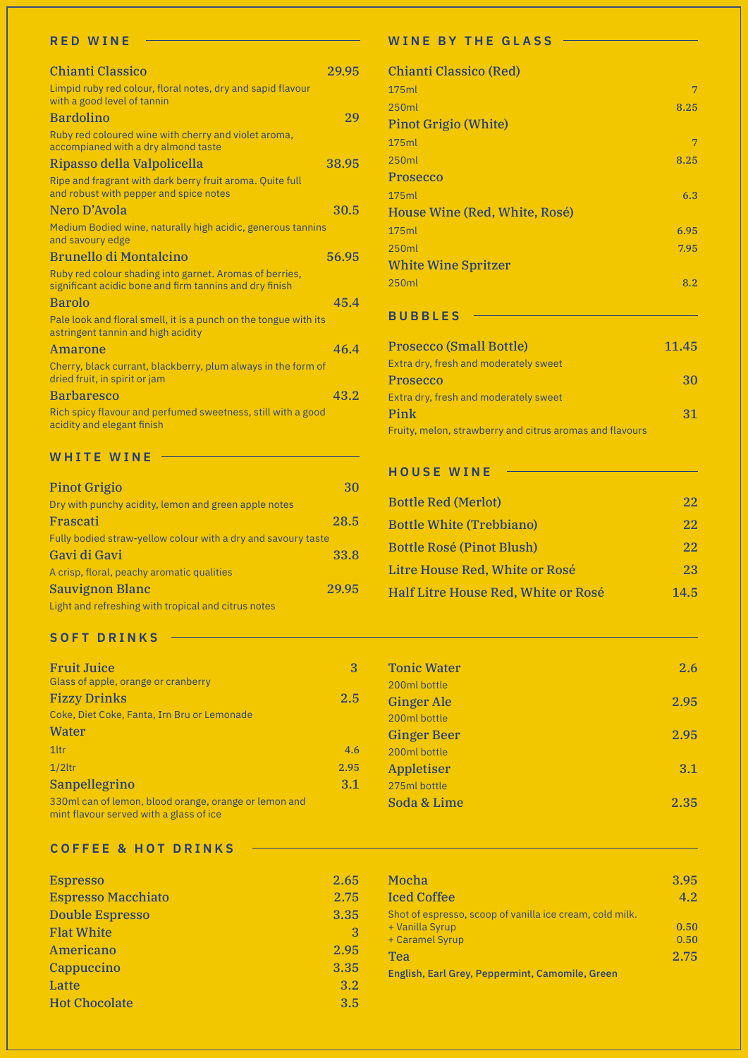## RED WINE

| | |
|---|---|
| **Chianti Classico** | 29.95 |
| Limpid ruby red colour, floral notes, dry and sapid flavour with a good level of tannin | |
| **Bardolino** | 29 |
| Ruby red coloured wine with cherry and violet aroma, accompianed with a dry almond taste | |
| **Ripasso della Valpolicella** | 38.95 |
| Ripe and fragrant with dark berry fruit aroma. Quite full and robust with pepper and spice notes | |
| **Nero D'Avola** | 30.5 |
| Medium Bodied wine, naturally high acidic, generous tannins and savoury edge | |
| **Brunello di Montalcino** | 56.95 |
| Ruby red colour shading into garnet. Aromas of berries, significant acidic bone and firm tannins and dry finish | |
| **Barolo** | 45.4 |
| Pale look and floral smell, it is a punch on the tongue with its astringent tannin and high acidity | |
| **Amarone** | 46.4 |
| Cherry, black currant, blackberry, plum always in the form of dried fruit, in spirit or jam | |
| **Barbaresco** | 43.2 |
| Rich spicy flavour and perfumed sweetness, still with a good acidity and elegant finish | |

## WHITE WINE

| | |
|---|---|
| **Pinot Grigio** | 30 |
| Dry with punchy acidity, lemon and green apple notes | |
| **Frascati** | 28.5 |
| Fully bodied straw-yellow colour with a dry and savoury taste | |
| **Gavi di Gavi** | 33.8 |
| A crisp, floral, peachy aromatic qualities | |
| **Sauvignon Blanc** | 29.95 |
| Light and refreshing with tropical and citrus notes | |

## WINE BY THE GLASS

| | |
|---|---|
| **Chianti Classico (Red)** | |
| 175ml | 7 |
| 250ml | 8.25 |
| **Pinot Grigio (White)** | |
| 175ml | 7 |
| 250ml | 8.25 |
| **Prosecco** | |
| 175ml | 6.3 |
| **House Wine (Red, White, Rosé)** | |
| 175ml | 6.95 |
| 250ml | 7.95 |
| **White Wine Spritzer** | |
| 250ml | 8.2 |

## BUBBLES

| | |
|---|---|
| **Prosecco (Small Bottle)** | 11.45 |
| Extra dry, fresh and moderately sweet | |
| **Prosecco** | 30 |
| Extra dry, fresh and moderately sweet | |
| **Pink** | 31 |
| Fruity, melon, strawberry and citrus aromas and flavours | |

## HOUSE WINE

| | |
|---|---|
| **Bottle Red (Merlot)** | 22 |
| **Bottle White (Trebbiano)** | 22 |
| **Bottle Rosé (Pinot Blush)** | 22 |
| **Litre House Red, White or Rosé** | 23 |
| **Half Litre House Red, White or Rosé** | 14.5 |

## SOFT DRINKS

| | |
|---|---|
| **Fruit Juice** | 3 |
| Glass of apple, orange or cranberry | |
| **Fizzy Drinks** | 2.5 |
| Coke, Diet Coke, Fanta, Irn Bru or Lemonade | |
| **Water** | |
| 1ltr | 4.6 |
| 1/2ltr | 2.95 |
| **Sanpellegrino** | 3.1 |
| 330ml can of lemon, blood orange, orange or lemon and mint flavour served with a glass of ice | |
| **Tonic Water** | 2.6 |
| 200ml bottle | |
| **Ginger Ale** | 2.95 |
| 200ml bottle | |
| **Ginger Beer** | 2.95 |
| 200ml bottle | |
| **Appletiser** | 3.1 |
| 275ml bottle | |
| **Soda & Lime** | 2.35 |

## COFFEE & HOT DRINKS

| | |
|---|---|
| **Espresso** | 2.65 |
| **Espresso Macchiato** | 2.75 |
| **Double Espresso** | 3.35 |
| **Flat White** | 3 |
| **Americano** | 2.95 |
| **Cappuccino** | 3.35 |
| **Latte** | 3.2 |
| **Hot Chocolate** | 3.5 |
| **Mocha** | 3.95 |
| **Iced Coffee** | 4.2 |
| Shot of espresso, scoop of vanilla ice cream, cold milk. | |
| + Vanilla Syrup | 0.50 |
| + Caramel Syrup | 0.50 |
| **Tea** | 2.75 |
| English, Earl Grey, Peppermint, Camomile, Green | |